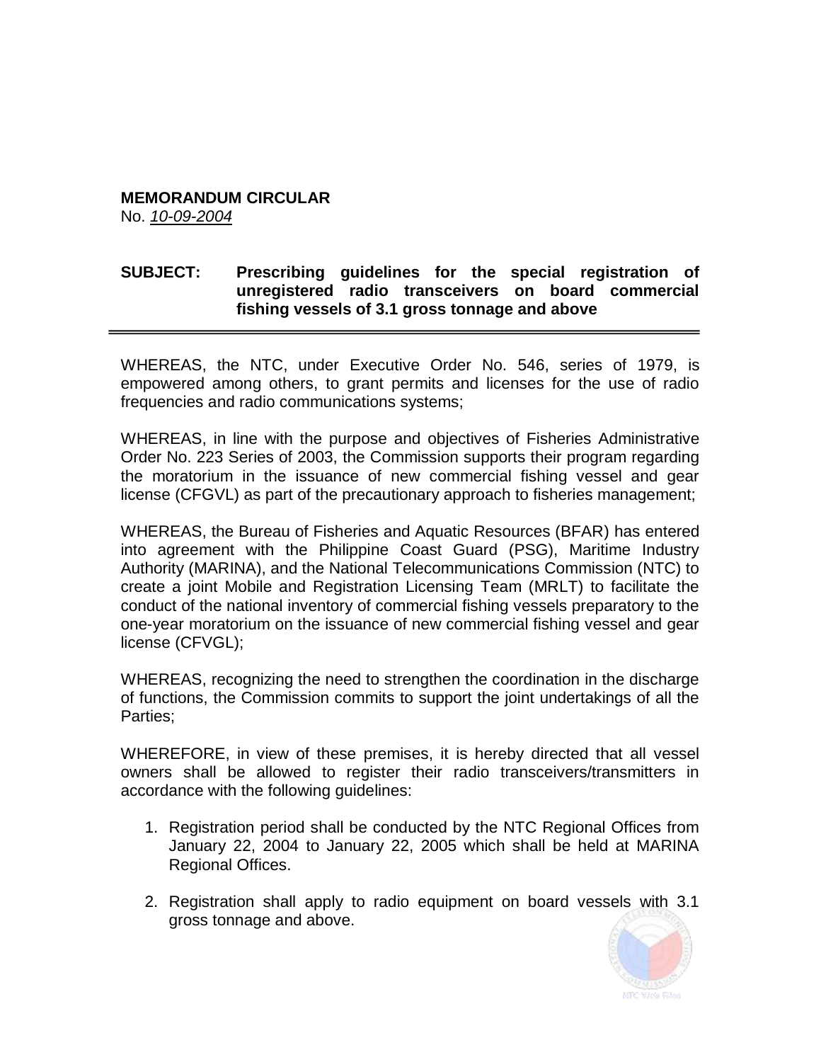**MEMORANDUM CIRCULAR**
No. *10-09-2004*

**SUBJECT: Prescribing guidelines for the special registration of unregistered radio transceivers on board commercial fishing vessels of 3.1 gross tonnage and above**

---

WHEREAS, the NTC, under Executive Order No. 546, series of 1979, is empowered among others, to grant permits and licenses for the use of radio frequencies and radio communications systems;

WHEREAS, in line with the purpose and objectives of Fisheries Administrative Order No. 223 Series of 2003, the Commission supports their program regarding the moratorium in the issuance of new commercial fishing vessel and gear license (CFGVL) as part of the precautionary approach to fisheries management;

WHEREAS, the Bureau of Fisheries and Aquatic Resources (BFAR) has entered into agreement with the Philippine Coast Guard (PSG), Maritime Industry Authority (MARINA), and the National Telecommunications Commission (NTC) to create a joint Mobile and Registration Licensing Team (MRLT) to facilitate the conduct of the national inventory of commercial fishing vessels preparatory to the one-year moratorium on the issuance of new commercial fishing vessel and gear license (CFVGL);

WHEREAS, recognizing the need to strengthen the coordination in the discharge of functions, the Commission commits to support the joint undertakings of all the Parties;

WHEREFORE, in view of these premises, it is hereby directed that all vessel owners shall be allowed to register their radio transceivers/transmitters in accordance with the following guidelines:

1. Registration period shall be conducted by the NTC Regional Offices from January 22, 2004 to January 22, 2005 which shall be held at MARINA Regional Offices.

2. Registration shall apply to radio equipment on board vessels with 3.1 gross tonnage and above.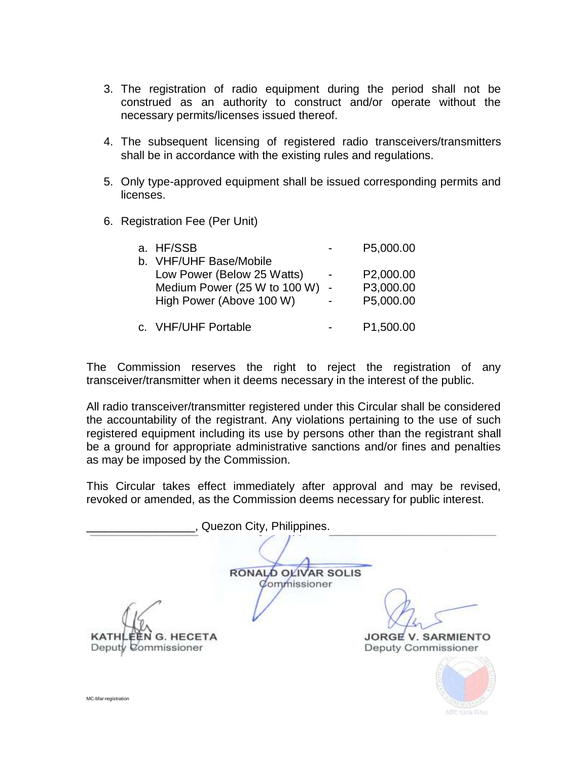3. The registration of radio equipment during the period shall not be construed as an authority to construct and/or operate without the necessary permits/licenses issued thereof.

4. The subsequent licensing of registered radio transceivers/transmitters shall be in accordance with the existing rules and regulations.

5. Only type-approved equipment shall be issued corresponding permits and licenses.

6. Registration Fee (Per Unit)

| | | |
|---|---|---|
| a. HF/SSB | - | P5,000.00 |
| b. VHF/UHF Base/Mobile | | |
| Low Power (Below 25 Watts) | - | P2,000.00 |
| Medium Power (25 W to 100 W) | - | P3,000.00 |
| High Power (Above 100 W) | - | P5,000.00 |
| c. VHF/UHF Portable | - | P1,500.00 |

The Commission reserves the right to reject the registration of any transceiver/transmitter when it deems necessary in the interest of the public.

All radio transceiver/transmitter registered under this Circular shall be considered the accountability of the registrant. Any violations pertaining to the use of such registered equipment including its use by persons other than the registrant shall be a ground for appropriate administrative sanctions and/or fines and penalties as may be imposed by the Commission.

This Circular takes effect immediately after approval and may be revised, revoked or amended, as the Commission deems necessary for public interest.

_________________, Quezon City, Philippines.

**RONALD OLIVAR SOLIS**
Commissioner

**KATHLEEN G. HECETA**
Deputy Commissioner

**JORGE V. SARMIENTO**
Deputy Commissioner

MC-bfar-registration